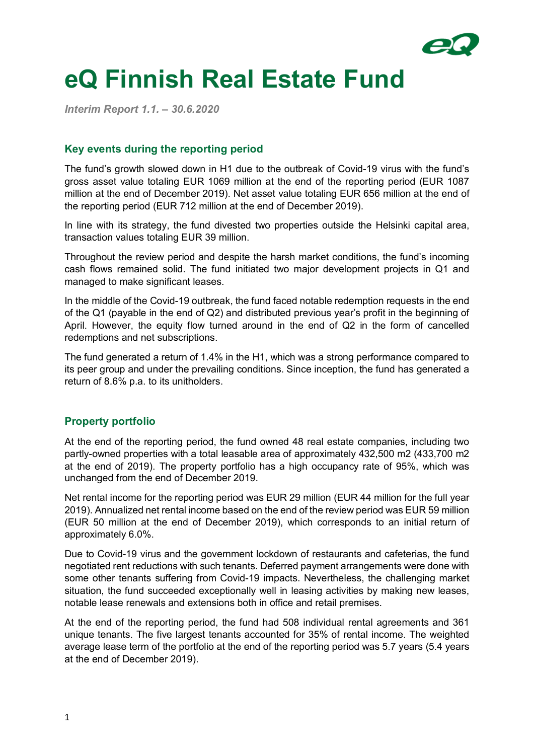# eQ Finnish Real Estate Fund

*Interim Report 1.1. – 30.6.2020*

## Key events during the reporting period

The fund's growth slowed down in H1 due to the outbreak of Covid-19 virus with the fund's gross asset value totaling EUR 1069 million at the end of the reporting period (EUR 1087 million at the end of December 2019). Net asset value totaling EUR 656 million at the end of the reporting period (EUR 712 million at the end of December 2019).

In line with its strategy, the fund divested two properties outside the Helsinki capital area, transaction values totaling EUR 39 million.

Throughout the review period and despite the harsh market conditions, the fund's incoming cash flows remained solid. The fund initiated two major development projects in Q1 and managed to make significant leases.

In the middle of the Covid-19 outbreak, the fund faced notable redemption requests in the end of the Q1 (payable in the end of Q2) and distributed previous year's profit in the beginning of April. However, the equity flow turned around in the end of Q2 in the form of cancelled redemptions and net subscriptions.

The fund generated a return of 1.4% in the H1, which was a strong performance compared to its peer group and under the prevailing conditions. Since inception, the fund has generated a return of 8.6% p.a. to its unitholders.

## Property portfolio

At the end of the reporting period, the fund owned 48 real estate companies, including two partly-owned properties with a total leasable area of approximately 432,500 m2 (433,700 m2 at the end of 2019). The property portfolio has a high occupancy rate of 95%, which was unchanged from the end of December 2019.

Net rental income for the reporting period was EUR 29 million (EUR 44 million for the full year 2019). Annualized net rental income based on the end of the review period was EUR 59 million (EUR 50 million at the end of December 2019), which corresponds to an initial return of approximately 6.0%.

Due to Covid-19 virus and the government lockdown of restaurants and cafeterias, the fund negotiated rent reductions with such tenants. Deferred payment arrangements were done with some other tenants suffering from Covid-19 impacts. Nevertheless, the challenging market situation, the fund succeeded exceptionally well in leasing activities by making new leases, notable lease renewals and extensions both in office and retail premises.

At the end of the reporting period, the fund had 508 individual rental agreements and 361 unique tenants. The five largest tenants accounted for 35% of rental income. The weighted average lease term of the portfolio at the end of the reporting period was 5.7 years (5.4 years at the end of December 2019).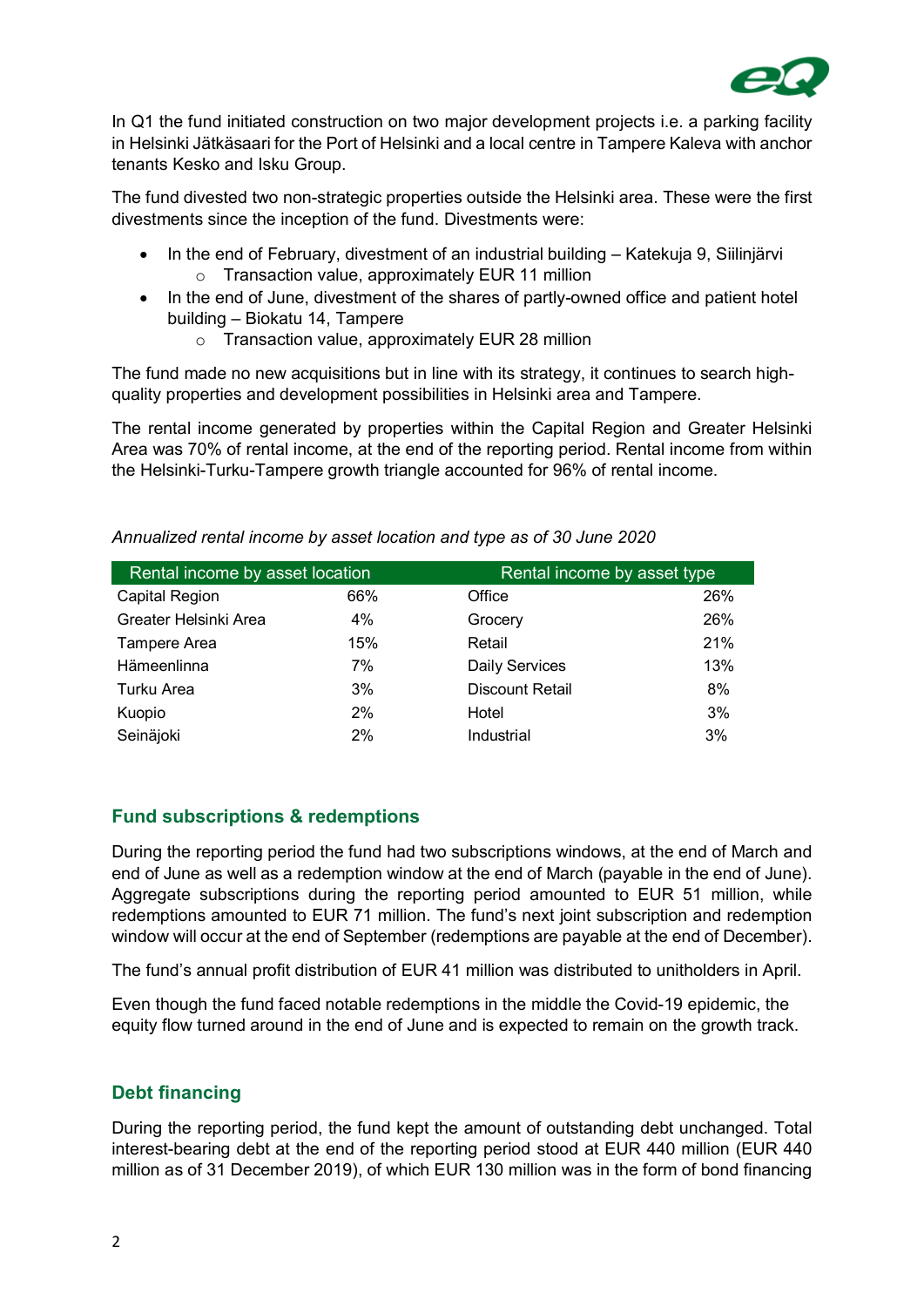In Q1 the fund initiated construction on two major development projects i.e. a parking facility in Helsinki Jätkäsaari for the Port of Helsinki and a local centre in Tampere Kaleva with anchor tenants Kesko and Isku Group.

The fund divested two non-strategic properties outside the Helsinki area. These were the first divestments since the inception of the fund. Divestments were:

- In the end of February, divestment of an industrial building – Katekuja 9, Siilinjärvi
  - Transaction value, approximately EUR 11 million
- In the end of June, divestment of the shares of partly-owned office and patient hotel building – Biokatu 14, Tampere
  - Transaction value, approximately EUR 28 million

The fund made no new acquisitions but in line with its strategy, it continues to search high-quality properties and development possibilities in Helsinki area and Tampere.

The rental income generated by properties within the Capital Region and Greater Helsinki Area was 70% of rental income, at the end of the reporting period. Rental income from within the Helsinki-Turku-Tampere growth triangle accounted for 96% of rental income.

*Annualized rental income by asset location and type as of 30 June 2020*

| Rental income by asset location | | Rental income by asset type | |
|---|---|---|---|
| Capital Region | 66% | Office | 26% |
| Greater Helsinki Area | 4% | Grocery | 26% |
| Tampere Area | 15% | Retail | 21% |
| Hämeenlinna | 7% | Daily Services | 13% |
| Turku Area | 3% | Discount Retail | 8% |
| Kuopio | 2% | Hotel | 3% |
| Seinäjoki | 2% | Industrial | 3% |

## Fund subscriptions & redemptions

During the reporting period the fund had two subscriptions windows, at the end of March and end of June as well as a redemption window at the end of March (payable in the end of June). Aggregate subscriptions during the reporting period amounted to EUR 51 million, while redemptions amounted to EUR 71 million. The fund's next joint subscription and redemption window will occur at the end of September (redemptions are payable at the end of December).

The fund's annual profit distribution of EUR 41 million was distributed to unitholders in April.

Even though the fund faced notable redemptions in the middle the Covid-19 epidemic, the equity flow turned around in the end of June and is expected to remain on the growth track.

## Debt financing

During the reporting period, the fund kept the amount of outstanding debt unchanged. Total interest-bearing debt at the end of the reporting period stood at EUR 440 million (EUR 440 million as of 31 December 2019), of which EUR 130 million was in the form of bond financing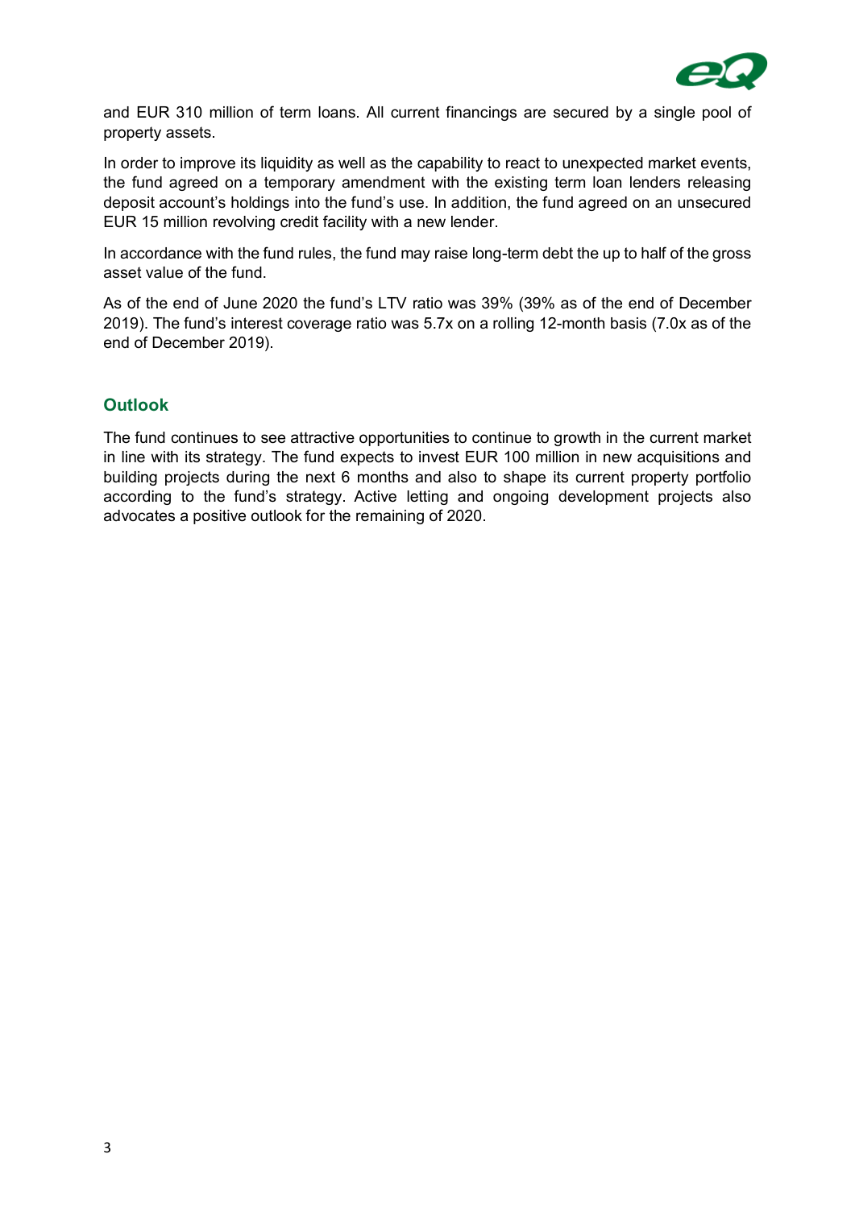and EUR 310 million of term loans. All current financings are secured by a single pool of property assets.

In order to improve its liquidity as well as the capability to react to unexpected market events, the fund agreed on a temporary amendment with the existing term loan lenders releasing deposit account's holdings into the fund's use. In addition, the fund agreed on an unsecured EUR 15 million revolving credit facility with a new lender.

In accordance with the fund rules, the fund may raise long-term debt the up to half of the gross asset value of the fund.

As of the end of June 2020 the fund's LTV ratio was 39% (39% as of the end of December 2019). The fund's interest coverage ratio was 5.7x on a rolling 12-month basis (7.0x as of the end of December 2019).

## Outlook

The fund continues to see attractive opportunities to continue to growth in the current market in line with its strategy. The fund expects to invest EUR 100 million in new acquisitions and building projects during the next 6 months and also to shape its current property portfolio according to the fund's strategy. Active letting and ongoing development projects also advocates a positive outlook for the remaining of 2020.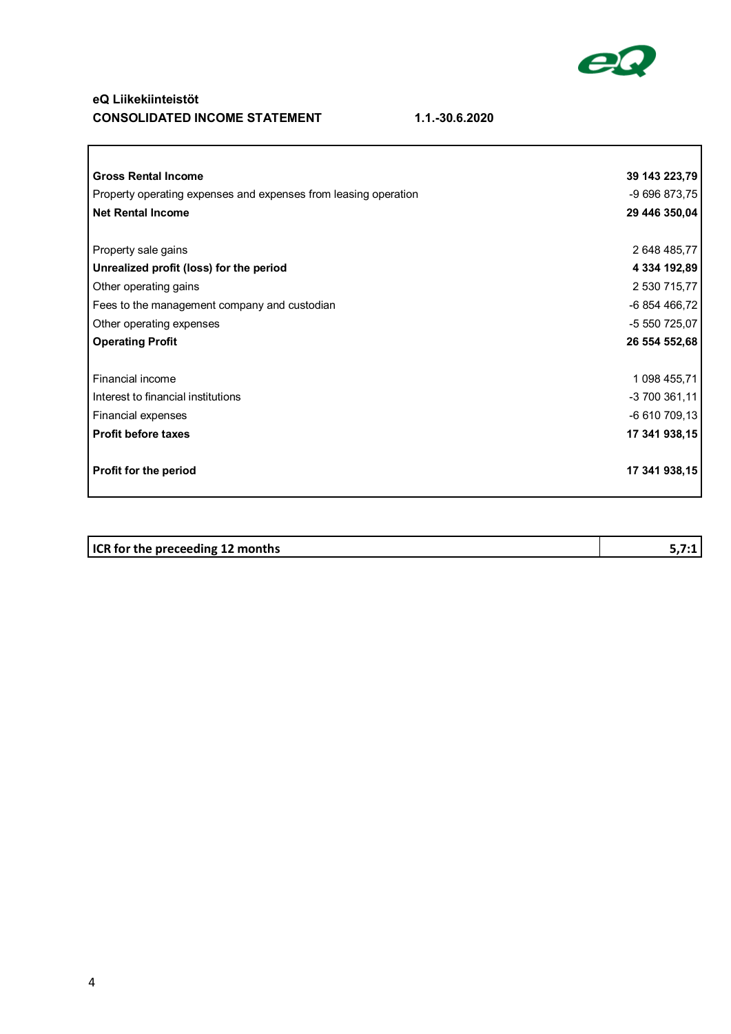**eQ Liikekiinteistöt**

**CONSOLIDATED INCOME STATEMENT** **1.1.-30.6.2020**

| | |
|---|---:|
| **Gross Rental Income** | **39 143 223,79** |
| Property operating expenses and expenses from leasing operation | -9 696 873,75 |
| **Net Rental Income** | **29 446 350,04** |
| | |
| Property sale gains | 2 648 485,77 |
| **Unrealized profit (loss) for the period** | **4 334 192,89** |
| Other operating gains | 2 530 715,77 |
| Fees to the management company and custodian | -6 854 466,72 |
| Other operating expenses | -5 550 725,07 |
| **Operating Profit** | **26 554 552,68** |
| | |
| Financial income | 1 098 455,71 |
| Interest to financial institutions | -3 700 361,11 |
| Financial expenses | -6 610 709,13 |
| **Profit before taxes** | **17 341 938,15** |
| | |
| **Profit for the period** | **17 341 938,15** |

| | |
|---|---:|
| **ICR for the preceeding 12 months** | **5,7:1** |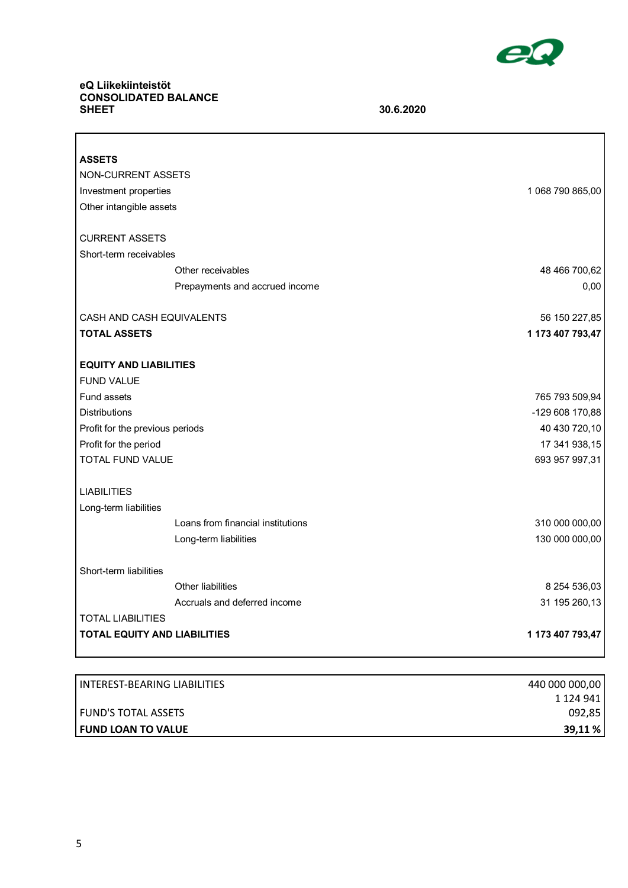**eQ Liikekiinteistöt**
**CONSOLIDATED BALANCE SHEET** **30.6.2020**

| | | |
|---|---|---|
| **ASSETS** | | |
| NON-CURRENT ASSETS | | |
| Investment properties | | 1 068 790 865,00 |
| Other intangible assets | | |
| | | |
| CURRENT ASSETS | | |
| Short-term receivables | | |
| | Other receivables | 48 466 700,62 |
| | Prepayments and accrued income | 0,00 |
| | | |
| CASH AND CASH EQUIVALENTS | | 56 150 227,85 |
| **TOTAL ASSETS** | | **1 173 407 793,47** |
| | | |
| **EQUITY AND LIABILITIES** | | |
| FUND VALUE | | |
| Fund assets | | 765 793 509,94 |
| Distributions | | -129 608 170,88 |
| Profit for the previous periods | | 40 430 720,10 |
| Profit for the period | | 17 341 938,15 |
| TOTAL FUND VALUE | | 693 957 997,31 |
| | | |
| LIABILITIES | | |
| Long-term liabilities | | |
| | Loans from financial institutions | 310 000 000,00 |
| | Long-term liabilities | 130 000 000,00 |
| | | |
| Short-term liabilities | | |
| | Other liabilities | 8 254 536,03 |
| | Accruals and deferred income | 31 195 260,13 |
| TOTAL LIABILITIES | | |
| **TOTAL EQUITY AND LIABILITIES** | | **1 173 407 793,47** |

| | |
|---|---|
| INTEREST-BEARING LIABILITIES | 440 000 000,00 |
| FUND'S TOTAL ASSETS | 1 124 941 092,85 |
| **FUND LOAN TO VALUE** | **39,11 %** |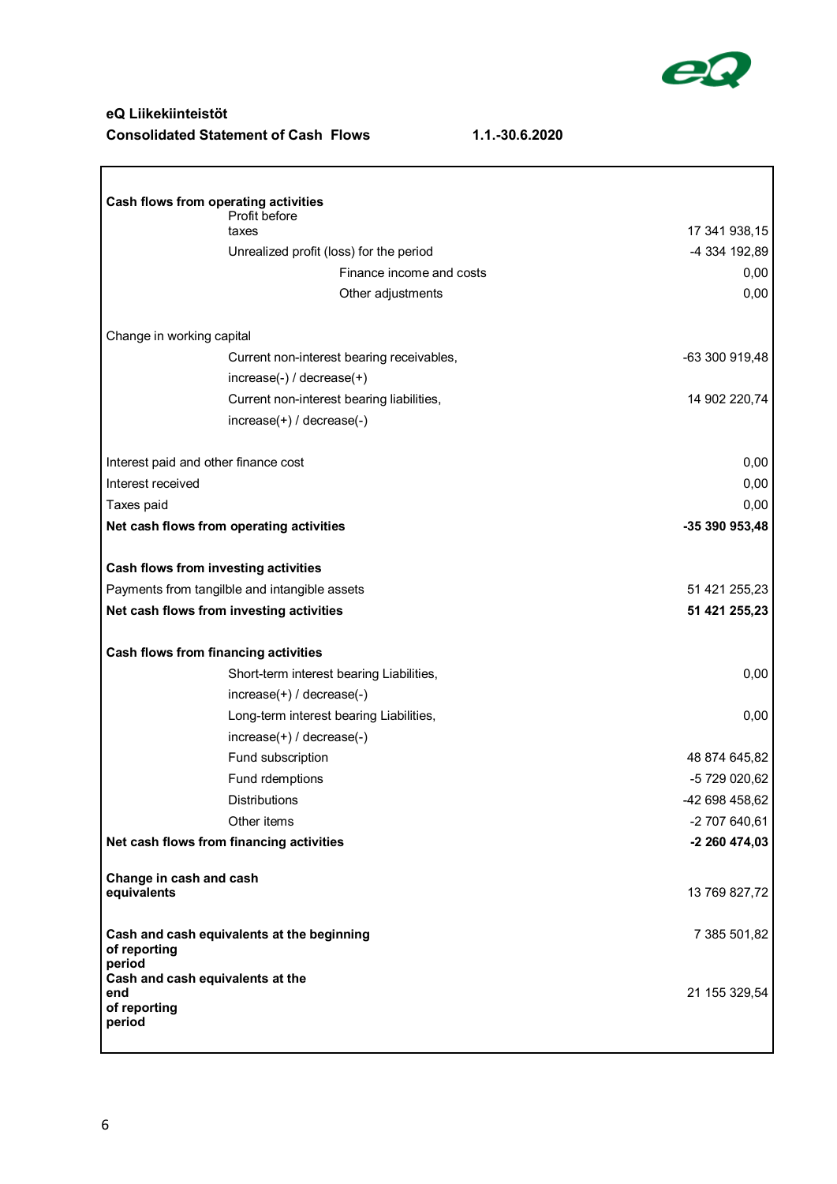**eQ Liikekiinteistöt**

**Consolidated Statement of Cash Flows** **1.1.-30.6.2020**

| | |
|---|---|
| **Cash flows from operating activities** | |
| Profit before taxes | 17 341 938,15 |
| Unrealized profit (loss) for the period | -4 334 192,89 |
| Finance income and costs | 0,00 |
| Other adjustments | 0,00 |
| | |
| Change in working capital | |
| Current non-interest bearing receivables, increase(-) / decrease(+) | -63 300 919,48 |
| Current non-interest bearing liabilities, increase(+) / decrease(-) | 14 902 220,74 |
| | |
| Interest paid and other finance cost | 0,00 |
| Interest received | 0,00 |
| Taxes paid | 0,00 |
| **Net cash flows from operating activities** | **-35 390 953,48** |
| | |
| **Cash flows from investing activities** | |
| Payments from tangilble and intangible assets | 51 421 255,23 |
| **Net cash flows from investing activities** | **51 421 255,23** |
| | |
| **Cash flows from financing activities** | |
| Short-term interest bearing Liabilities, increase(+) / decrease(-) | 0,00 |
| Long-term interest bearing Liabilities, increase(+) / decrease(-) | 0,00 |
| Fund subscription | 48 874 645,82 |
| Fund rdemptions | -5 729 020,62 |
| Distributions | -42 698 458,62 |
| Other items | -2 707 640,61 |
| **Net cash flows from financing activities** | **-2 260 474,03** |
| | |
| **Change in cash and cash equivalents** | 13 769 827,72 |
| | |
| **Cash and cash equivalents at the beginning of reporting period** | 7 385 501,82 |
| **Cash and cash equivalents at the end of reporting period** | 21 155 329,54 |